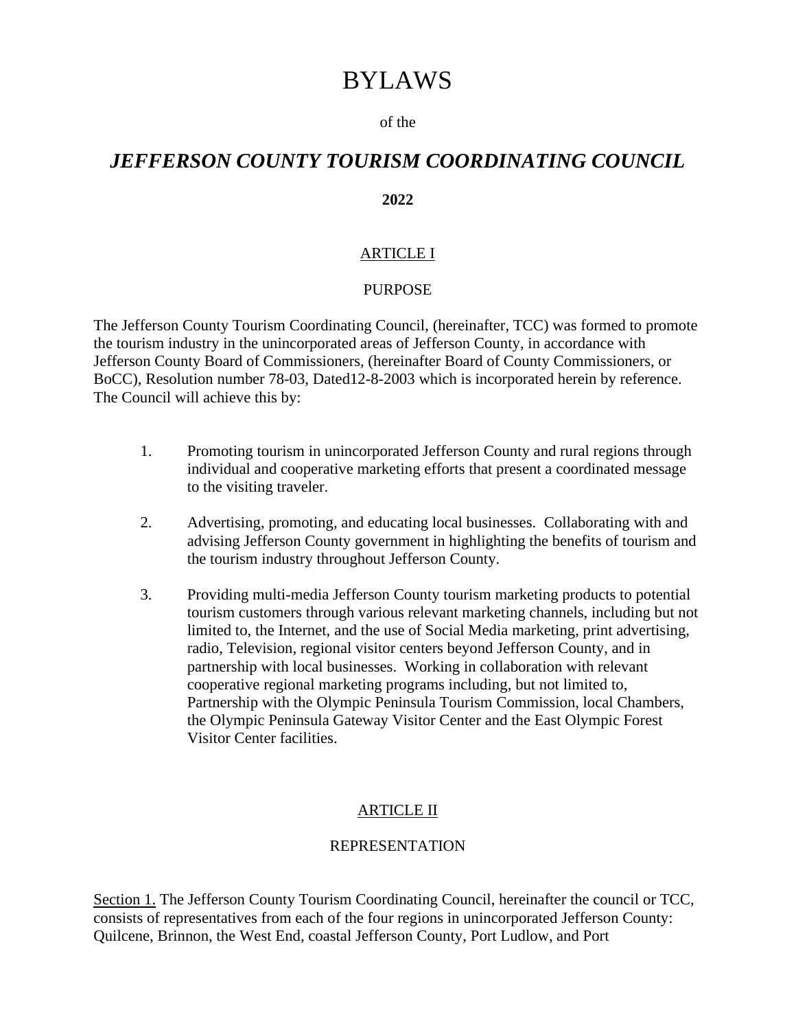# BYLAWS

of the

## *JEFFERSON COUNTY TOURISM COORDINATING COUNCIL*

**2022**

### ARTICLE I

### PURPOSE

The Jefferson County Tourism Coordinating Council, (hereinafter, TCC) was formed to promote the tourism industry in the unincorporated areas of Jefferson County, in accordance with Jefferson County Board of Commissioners, (hereinafter Board of County Commissioners, or BoCC), Resolution number 78-03, Dated12-8-2003 which is incorporated herein by reference. The Council will achieve this by:

1. Promoting tourism in unincorporated Jefferson County and rural regions through individual and cooperative marketing efforts that present a coordinated message to the visiting traveler.

2. Advertising, promoting, and educating local businesses. Collaborating with and advising Jefferson County government in highlighting the benefits of tourism and the tourism industry throughout Jefferson County.

3. Providing multi-media Jefferson County tourism marketing products to potential tourism customers through various relevant marketing channels, including but not limited to, the Internet, and the use of Social Media marketing, print advertising, radio, Television, regional visitor centers beyond Jefferson County, and in partnership with local businesses. Working in collaboration with relevant cooperative regional marketing programs including, but not limited to, Partnership with the Olympic Peninsula Tourism Commission, local Chambers, the Olympic Peninsula Gateway Visitor Center and the East Olympic Forest Visitor Center facilities.

### ARTICLE II

### REPRESENTATION

Section 1. The Jefferson County Tourism Coordinating Council, hereinafter the council or TCC, consists of representatives from each of the four regions in unincorporated Jefferson County: Quilcene, Brinnon, the West End, coastal Jefferson County, Port Ludlow, and Port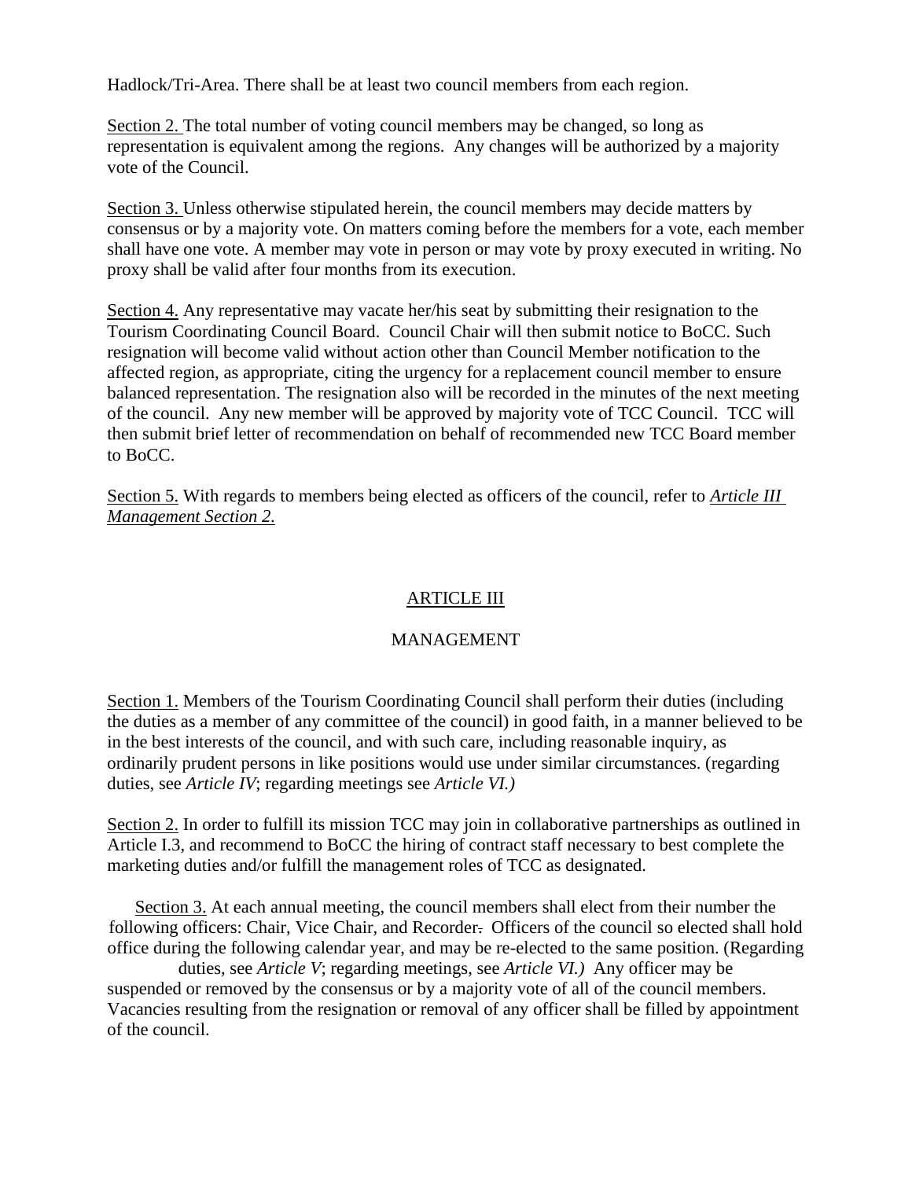Hadlock/Tri-Area. There shall be at least two council members from each region.

Section 2. The total number of voting council members may be changed, so long as representation is equivalent among the regions. Any changes will be authorized by a majority vote of the Council.

Section 3. Unless otherwise stipulated herein, the council members may decide matters by consensus or by a majority vote. On matters coming before the members for a vote, each member shall have one vote. A member may vote in person or may vote by proxy executed in writing. No proxy shall be valid after four months from its execution.

Section 4. Any representative may vacate her/his seat by submitting their resignation to the Tourism Coordinating Council Board. Council Chair will then submit notice to BoCC. Such resignation will become valid without action other than Council Member notification to the affected region, as appropriate, citing the urgency for a replacement council member to ensure balanced representation. The resignation also will be recorded in the minutes of the next meeting of the council. Any new member will be approved by majority vote of TCC Council. TCC will then submit brief letter of recommendation on behalf of recommended new TCC Board member to BoCC.

Section 5. With regards to members being elected as officers of the council, refer to *Article III Management Section 2.*

## ARTICLE III

## MANAGEMENT

Section 1. Members of the Tourism Coordinating Council shall perform their duties (including the duties as a member of any committee of the council) in good faith, in a manner believed to be in the best interests of the council, and with such care, including reasonable inquiry, as ordinarily prudent persons in like positions would use under similar circumstances. (regarding duties, see *Article IV*; regarding meetings see *Article VI.)*

Section 2. In order to fulfill its mission TCC may join in collaborative partnerships as outlined in Article I.3, and recommend to BoCC the hiring of contract staff necessary to best complete the marketing duties and/or fulfill the management roles of TCC as designated.

Section 3. At each annual meeting, the council members shall elect from their number the following officers: Chair, Vice Chair, and Recorder. Officers of the council so elected shall hold office during the following calendar year, and may be re-elected to the same position. (Regarding duties, see *Article V*; regarding meetings, see *Article VI.)* Any officer may be suspended or removed by the consensus or by a majority vote of all of the council members. Vacancies resulting from the resignation or removal of any officer shall be filled by appointment of the council.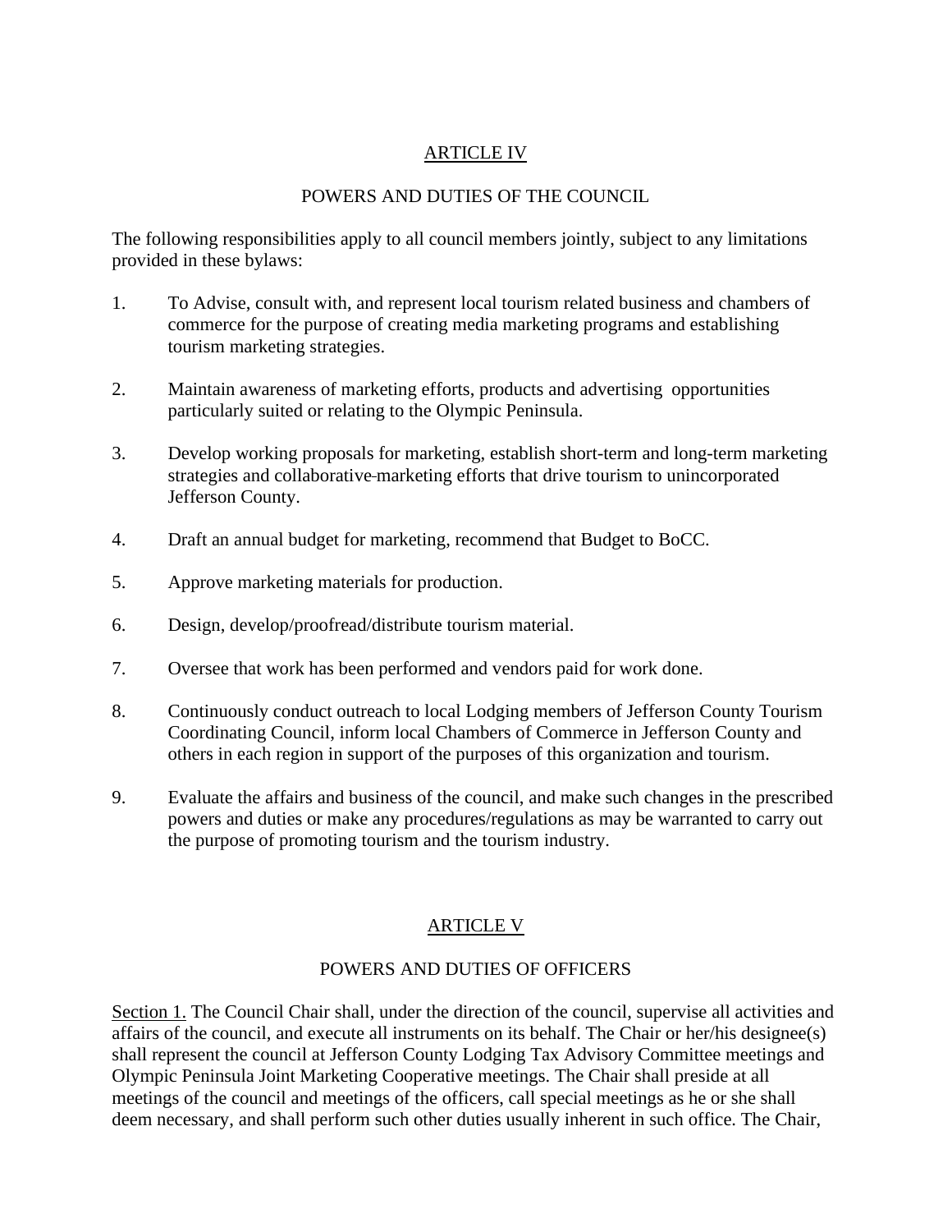## ARTICLE IV

## POWERS AND DUTIES OF THE COUNCIL

The following responsibilities apply to all council members jointly, subject to any limitations provided in these bylaws:

1. To Advise, consult with, and represent local tourism related business and chambers of commerce for the purpose of creating media marketing programs and establishing tourism marketing strategies.

2. Maintain awareness of marketing efforts, products and advertising opportunities particularly suited or relating to the Olympic Peninsula.

3. Develop working proposals for marketing, establish short-term and long-term marketing strategies and collaborative marketing efforts that drive tourism to unincorporated Jefferson County.

4. Draft an annual budget for marketing, recommend that Budget to BoCC.

5. Approve marketing materials for production.

6. Design, develop/proofread/distribute tourism material.

7. Oversee that work has been performed and vendors paid for work done.

8. Continuously conduct outreach to local Lodging members of Jefferson County Tourism Coordinating Council, inform local Chambers of Commerce in Jefferson County and others in each region in support of the purposes of this organization and tourism.

9. Evaluate the affairs and business of the council, and make such changes in the prescribed powers and duties or make any procedures/regulations as may be warranted to carry out the purpose of promoting tourism and the tourism industry.

## ARTICLE V

## POWERS AND DUTIES OF OFFICERS

Section 1. The Council Chair shall, under the direction of the council, supervise all activities and affairs of the council, and execute all instruments on its behalf. The Chair or her/his designee(s) shall represent the council at Jefferson County Lodging Tax Advisory Committee meetings and Olympic Peninsula Joint Marketing Cooperative meetings. The Chair shall preside at all meetings of the council and meetings of the officers, call special meetings as he or she shall deem necessary, and shall perform such other duties usually inherent in such office. The Chair,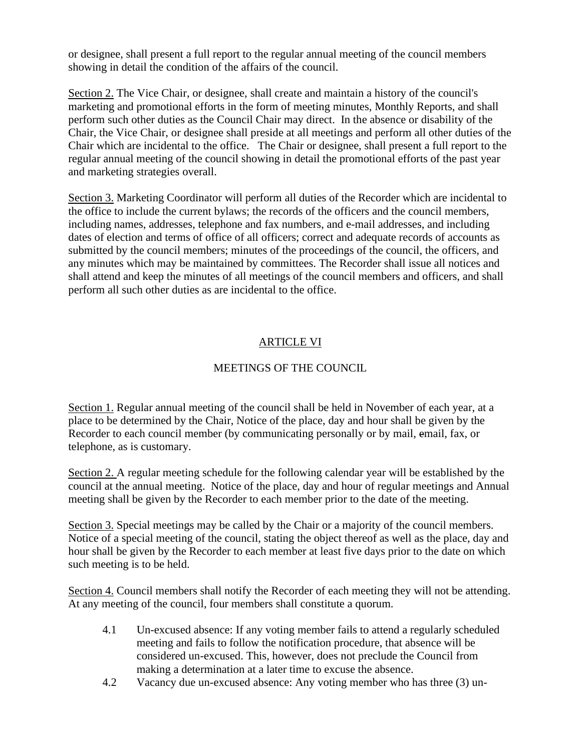or designee, shall present a full report to the regular annual meeting of the council members showing in detail the condition of the affairs of the council.

Section 2. The Vice Chair, or designee, shall create and maintain a history of the council's marketing and promotional efforts in the form of meeting minutes, Monthly Reports, and shall perform such other duties as the Council Chair may direct. In the absence or disability of the Chair, the Vice Chair, or designee shall preside at all meetings and perform all other duties of the Chair which are incidental to the office. The Chair or designee, shall present a full report to the regular annual meeting of the council showing in detail the promotional efforts of the past year and marketing strategies overall.

Section 3. Marketing Coordinator will perform all duties of the Recorder which are incidental to the office to include the current bylaws; the records of the officers and the council members, including names, addresses, telephone and fax numbers, and e-mail addresses, and including dates of election and terms of office of all officers; correct and adequate records of accounts as submitted by the council members; minutes of the proceedings of the council, the officers, and any minutes which may be maintained by committees. The Recorder shall issue all notices and shall attend and keep the minutes of all meetings of the council members and officers, and shall perform all such other duties as are incidental to the office.

## ARTICLE VI

## MEETINGS OF THE COUNCIL

Section 1. Regular annual meeting of the council shall be held in November of each year, at a place to be determined by the Chair, Notice of the place, day and hour shall be given by the Recorder to each council member (by communicating personally or by mail, email, fax, or telephone, as is customary.

Section 2. A regular meeting schedule for the following calendar year will be established by the council at the annual meeting. Notice of the place, day and hour of regular meetings and Annual meeting shall be given by the Recorder to each member prior to the date of the meeting.

Section 3. Special meetings may be called by the Chair or a majority of the council members. Notice of a special meeting of the council, stating the object thereof as well as the place, day and hour shall be given by the Recorder to each member at least five days prior to the date on which such meeting is to be held.

Section 4. Council members shall notify the Recorder of each meeting they will not be attending. At any meeting of the council, four members shall constitute a quorum.

4.1 Un-excused absence: If any voting member fails to attend a regularly scheduled meeting and fails to follow the notification procedure, that absence will be considered un-excused. This, however, does not preclude the Council from making a determination at a later time to excuse the absence.

4.2 Vacancy due un-excused absence: Any voting member who has three (3) un-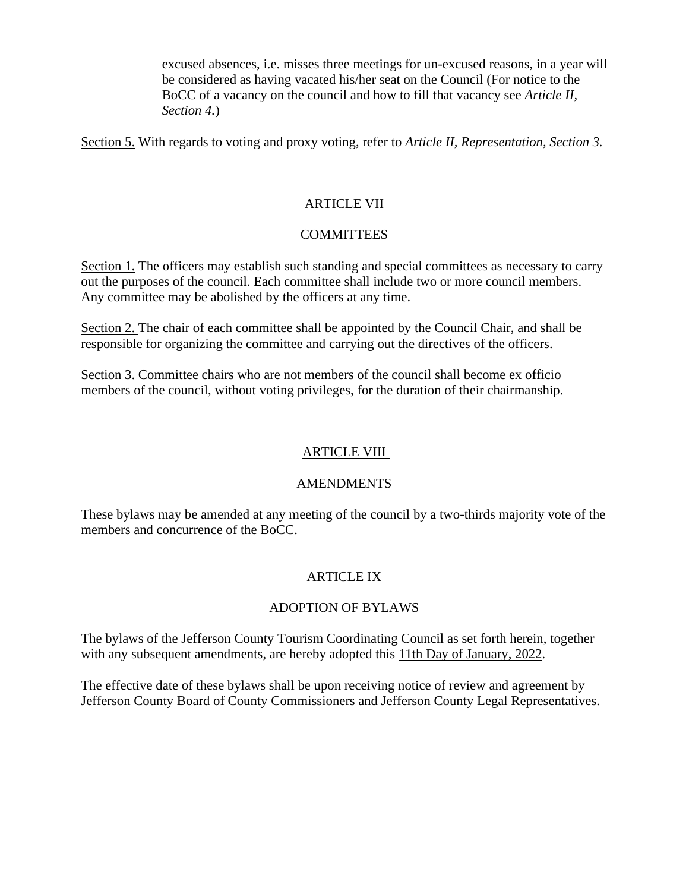excused absences, i.e. misses three meetings for un-excused reasons, in a year will be considered as having vacated his/her seat on the Council (For notice to the BoCC of a vacancy on the council and how to fill that vacancy see *Article II, Section 4.*)

Section 5. With regards to voting and proxy voting, refer to *Article II, Representation, Section 3*.

## ARTICLE VII

## COMMITTEES

Section 1. The officers may establish such standing and special committees as necessary to carry out the purposes of the council. Each committee shall include two or more council members. Any committee may be abolished by the officers at any time.

Section 2. The chair of each committee shall be appointed by the Council Chair, and shall be responsible for organizing the committee and carrying out the directives of the officers.

Section 3. Committee chairs who are not members of the council shall become ex officio members of the council, without voting privileges, for the duration of their chairmanship.

## ARTICLE VIII

## AMENDMENTS

These bylaws may be amended at any meeting of the council by a two-thirds majority vote of the members and concurrence of the BoCC.

## ARTICLE IX

## ADOPTION OF BYLAWS

The bylaws of the Jefferson County Tourism Coordinating Council as set forth herein, together with any subsequent amendments, are hereby adopted this 11th Day of January, 2022.

The effective date of these bylaws shall be upon receiving notice of review and agreement by Jefferson County Board of County Commissioners and Jefferson County Legal Representatives.